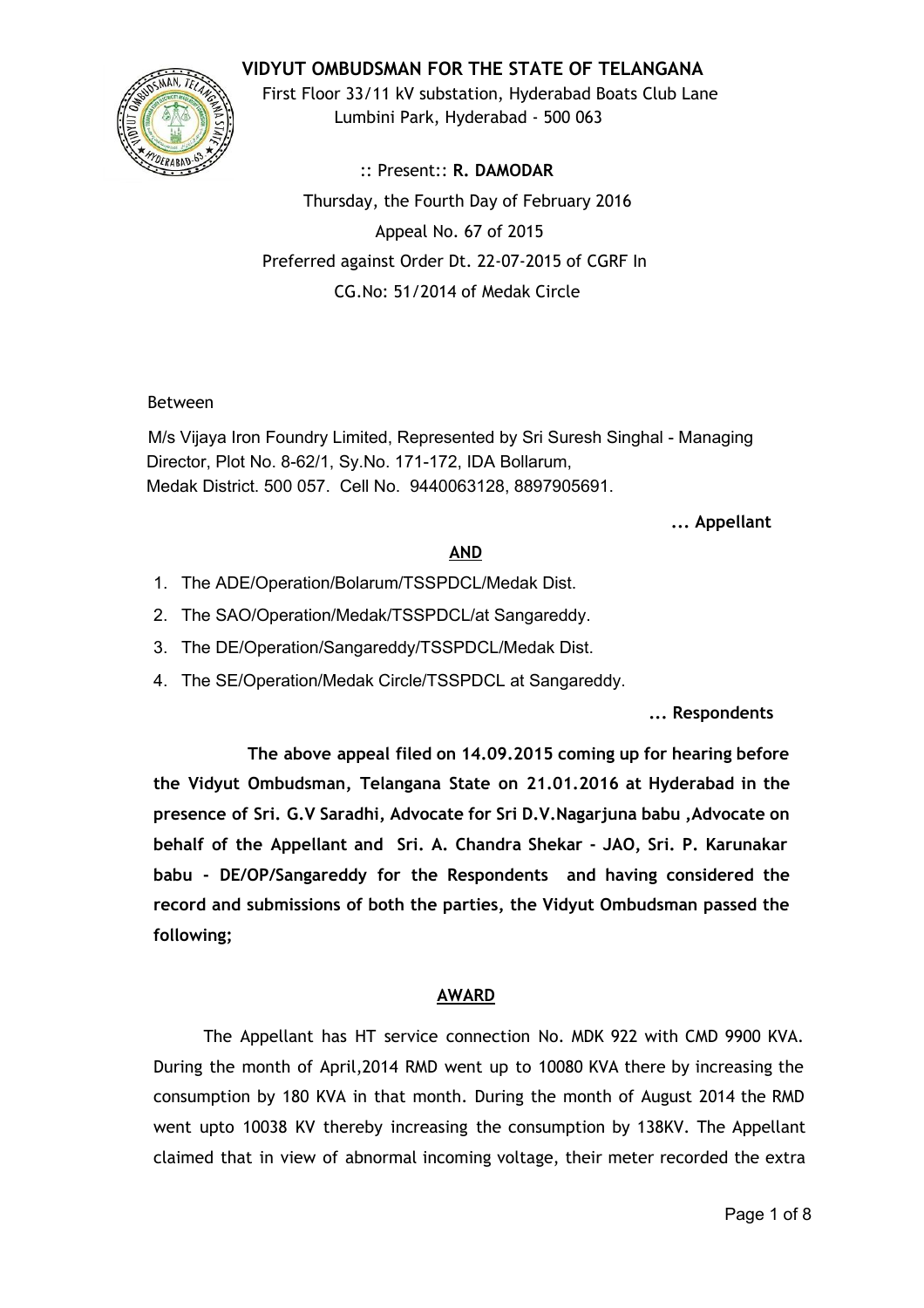# VIDYUT OMBUDSMAN FOR THE STATE OF TELANGANA

First Floor 33/11 kV substation, Hyderabad Boats Club Lane
Lumbini Park, Hyderabad - 500 063

:: Present:: **R. DAMODAR**

Thursday, the Fourth Day of February 2016

Appeal No. 67 of 2015

Preferred against Order Dt. 22-07-2015 of CGRF In

CG.No: 51/2014 of Medak Circle

Between

M/s Vijaya Iron Foundry Limited, Represented by Sri Suresh Singhal - Managing Director, Plot No. 8-62/1, Sy.No. 171-172, IDA Bollarum, Medak District. 500 057. Cell No. 9440063128, 8897905691.

**... Appellant**

**AND**

1. The ADE/Operation/Bolarum/TSSPDCL/Medak Dist.
2. The SAO/Operation/Medak/TSSPDCL/at Sangareddy.
3. The DE/Operation/Sangareddy/TSSPDCL/Medak Dist.
4. The SE/Operation/Medak Circle/TSSPDCL at Sangareddy.

**... Respondents**

**The above appeal filed on 14.09.2015 coming up for hearing before the Vidyut Ombudsman, Telangana State on 21.01.2016 at Hyderabad in the presence of Sri. G.V Saradhi, Advocate for Sri D.V.Nagarjuna babu ,Advocate on behalf of the Appellant and Sri. A. Chandra Shekar - JAO, Sri. P. Karunakar babu - DE/OP/Sangareddy for the Respondents and having considered the record and submissions of both the parties, the Vidyut Ombudsman passed the following;**

## AWARD

The Appellant has HT service connection No. MDK 922 with CMD 9900 KVA. During the month of April,2014 RMD went up to 10080 KVA there by increasing the consumption by 180 KVA in that month. During the month of August 2014 the RMD went upto 10038 KV thereby increasing the consumption by 138KV. The Appellant claimed that in view of abnormal incoming voltage, their meter recorded the extra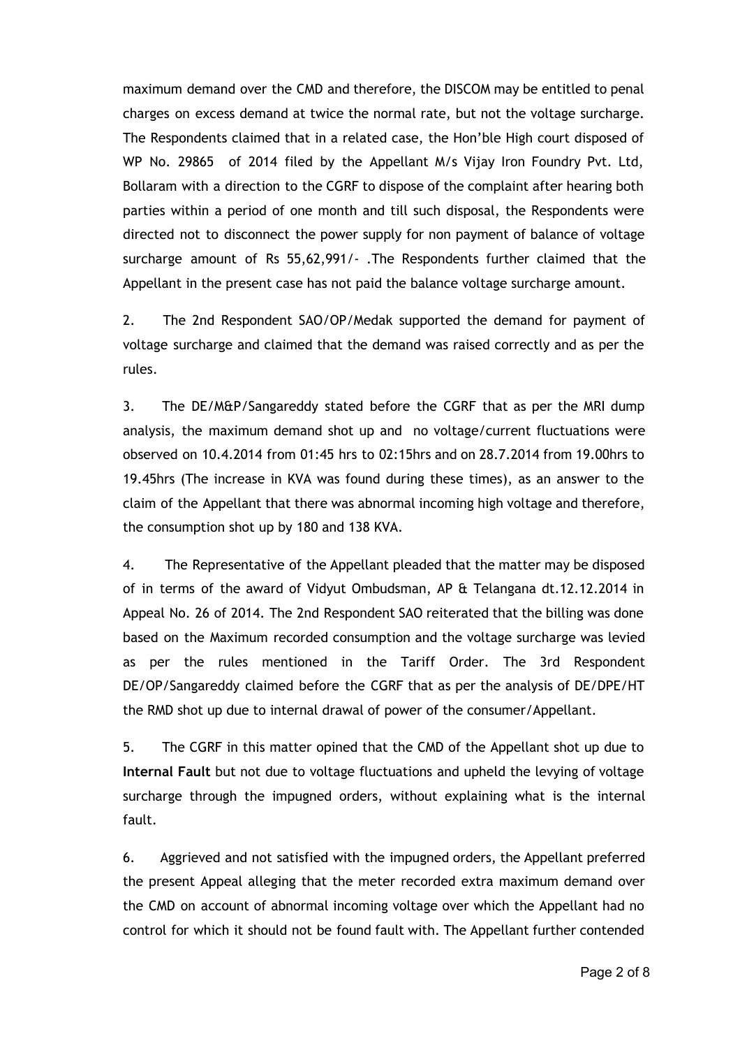maximum demand over the CMD and therefore, the DISCOM may be entitled to penal charges on excess demand at twice the normal rate, but not the voltage surcharge. The Respondents claimed that in a related case, the Hon'ble High court disposed of WP No. 29865 of 2014 filed by the Appellant M/s Vijay Iron Foundry Pvt. Ltd, Bollaram with a direction to the CGRF to dispose of the complaint after hearing both parties within a period of one month and till such disposal, the Respondents were directed not to disconnect the power supply for non payment of balance of voltage surcharge amount of Rs 55,62,991/- .The Respondents further claimed that the Appellant in the present case has not paid the balance voltage surcharge amount.

2. The 2nd Respondent SAO/OP/Medak supported the demand for payment of voltage surcharge and claimed that the demand was raised correctly and as per the rules.

3. The DE/M&P/Sangareddy stated before the CGRF that as per the MRI dump analysis, the maximum demand shot up and no voltage/current fluctuations were observed on 10.4.2014 from 01:45 hrs to 02:15hrs and on 28.7.2014 from 19.00hrs to 19.45hrs (The increase in KVA was found during these times), as an answer to the claim of the Appellant that there was abnormal incoming high voltage and therefore, the consumption shot up by 180 and 138 KVA.

4. The Representative of the Appellant pleaded that the matter may be disposed of in terms of the award of Vidyut Ombudsman, AP & Telangana dt.12.12.2014 in Appeal No. 26 of 2014. The 2nd Respondent SAO reiterated that the billing was done based on the Maximum recorded consumption and the voltage surcharge was levied as per the rules mentioned in the Tariff Order. The 3rd Respondent DE/OP/Sangareddy claimed before the CGRF that as per the analysis of DE/DPE/HT the RMD shot up due to internal drawal of power of the consumer/Appellant.

5. The CGRF in this matter opined that the CMD of the Appellant shot up due to **Internal Fault** but not due to voltage fluctuations and upheld the levying of voltage surcharge through the impugned orders, without explaining what is the internal fault.

6. Aggrieved and not satisfied with the impugned orders, the Appellant preferred the present Appeal alleging that the meter recorded extra maximum demand over the CMD on account of abnormal incoming voltage over which the Appellant had no control for which it should not be found fault with. The Appellant further contended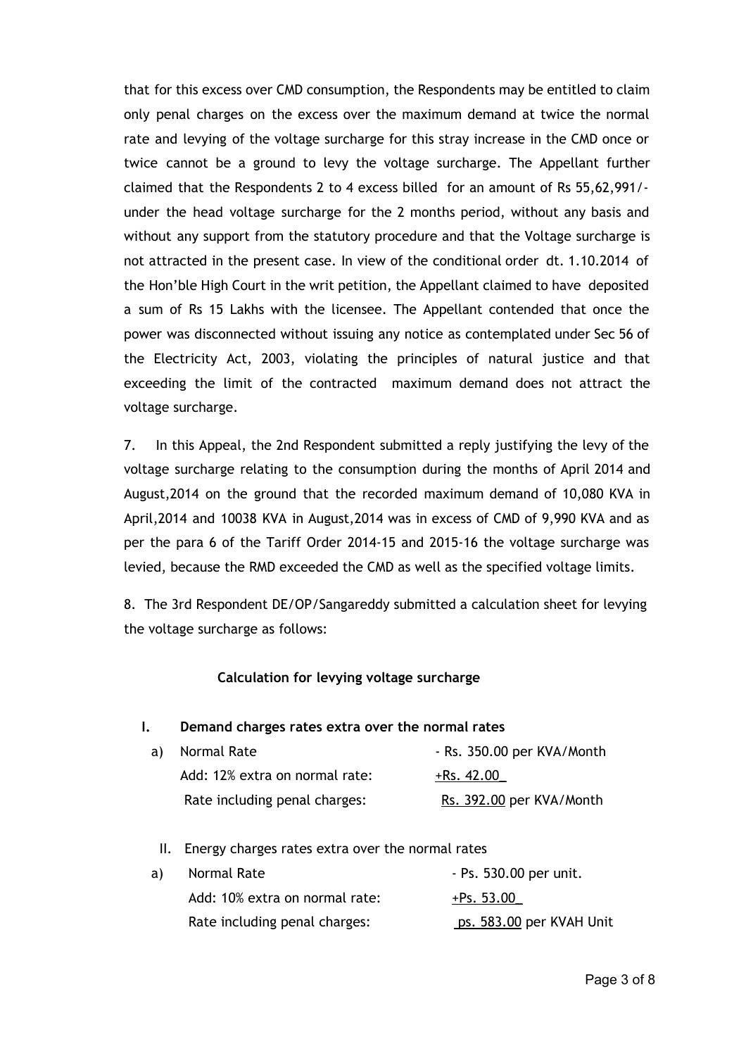that for this excess over CMD consumption, the Respondents may be entitled to claim only penal charges on the excess over the maximum demand at twice the normal rate and levying of the voltage surcharge for this stray increase in the CMD once or twice cannot be a ground to levy the voltage surcharge. The Appellant further claimed that the Respondents 2 to 4 excess billed for an amount of Rs 55,62,991/- under the head voltage surcharge for the 2 months period, without any basis and without any support from the statutory procedure and that the Voltage surcharge is not attracted in the present case. In view of the conditional order dt. 1.10.2014 of the Hon'ble High Court in the writ petition, the Appellant claimed to have deposited a sum of Rs 15 Lakhs with the licensee. The Appellant contended that once the power was disconnected without issuing any notice as contemplated under Sec 56 of the Electricity Act, 2003, violating the principles of natural justice and that exceeding the limit of the contracted maximum demand does not attract the voltage surcharge.

7. In this Appeal, the 2nd Respondent submitted a reply justifying the levy of the voltage surcharge relating to the consumption during the months of April 2014 and August,2014 on the ground that the recorded maximum demand of 10,080 KVA in April,2014 and 10038 KVA in August,2014 was in excess of CMD of 9,990 KVA and as per the para 6 of the Tariff Order 2014-15 and 2015-16 the voltage surcharge was levied, because the RMD exceeded the CMD as well as the specified voltage limits.

8. The 3rd Respondent DE/OP/Sangareddy submitted a calculation sheet for levying the voltage surcharge as follows:

**Calculation for levying voltage surcharge**

**I. Demand charges rates extra over the normal rates**

| | | |
|---|---|---|
| a) | Normal Rate | - Rs. 350.00 per KVA/Month |
| | Add: 12% extra on normal rate: | +Rs. 42.00 |
| | Rate including penal charges: | Rs. 392.00 per KVA/Month |

II. Energy charges rates extra over the normal rates

| | | |
|---|---|---|
| a) | Normal Rate | - Ps. 530.00 per unit. |
| | Add: 10% extra on normal rate: | +Ps. 53.00 |
| | Rate including penal charges: | ps. 583.00 per KVAH Unit |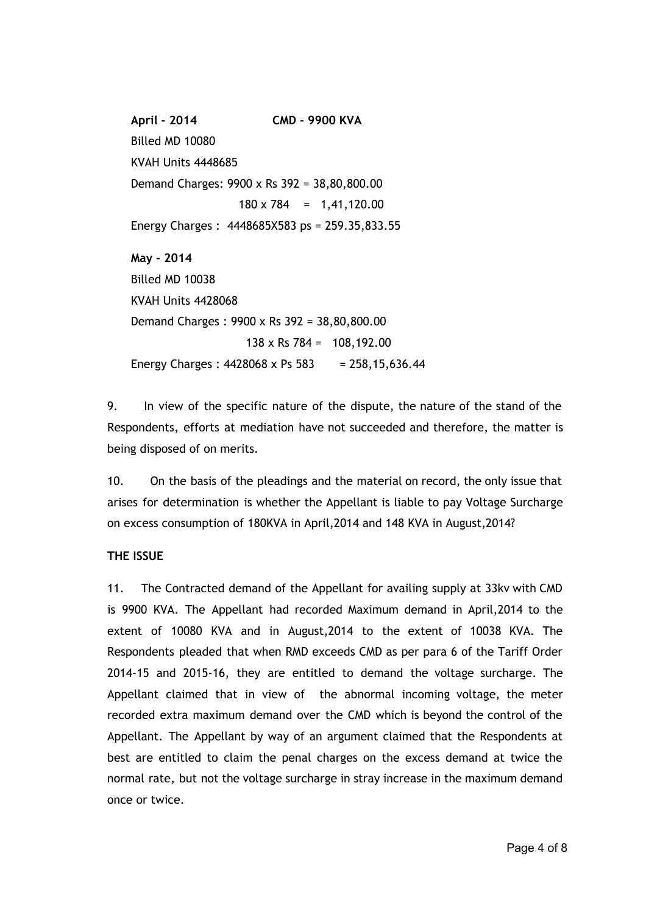**April - 2014 CMD - 9900 KVA**

Billed MD 10080

KVAH Units 4448685

Demand Charges: 9900 x Rs 392 = 38,80,800.00

180 x 784 = 1,41,120.00

Energy Charges : 4448685X583 ps = 259.35,833.55

**May - 2014**

Billed MD 10038

KVAH Units 4428068

Demand Charges : 9900 x Rs 392 = 38,80,800.00

138 x Rs 784 = 108,192.00

Energy Charges : 4428068 x Ps 583 = 258,15,636.44

9. In view of the specific nature of the dispute, the nature of the stand of the Respondents, efforts at mediation have not succeeded and therefore, the matter is being disposed of on merits.

10. On the basis of the pleadings and the material on record, the only issue that arises for determination is whether the Appellant is liable to pay Voltage Surcharge on excess consumption of 180KVA in April,2014 and 148 KVA in August,2014?

**THE ISSUE**

11. The Contracted demand of the Appellant for availing supply at 33kv with CMD is 9900 KVA. The Appellant had recorded Maximum demand in April,2014 to the extent of 10080 KVA and in August,2014 to the extent of 10038 KVA. The Respondents pleaded that when RMD exceeds CMD as per para 6 of the Tariff Order 2014-15 and 2015-16, they are entitled to demand the voltage surcharge. The Appellant claimed that in view of the abnormal incoming voltage, the meter recorded extra maximum demand over the CMD which is beyond the control of the Appellant. The Appellant by way of an argument claimed that the Respondents at best are entitled to claim the penal charges on the excess demand at twice the normal rate, but not the voltage surcharge in stray increase in the maximum demand once or twice.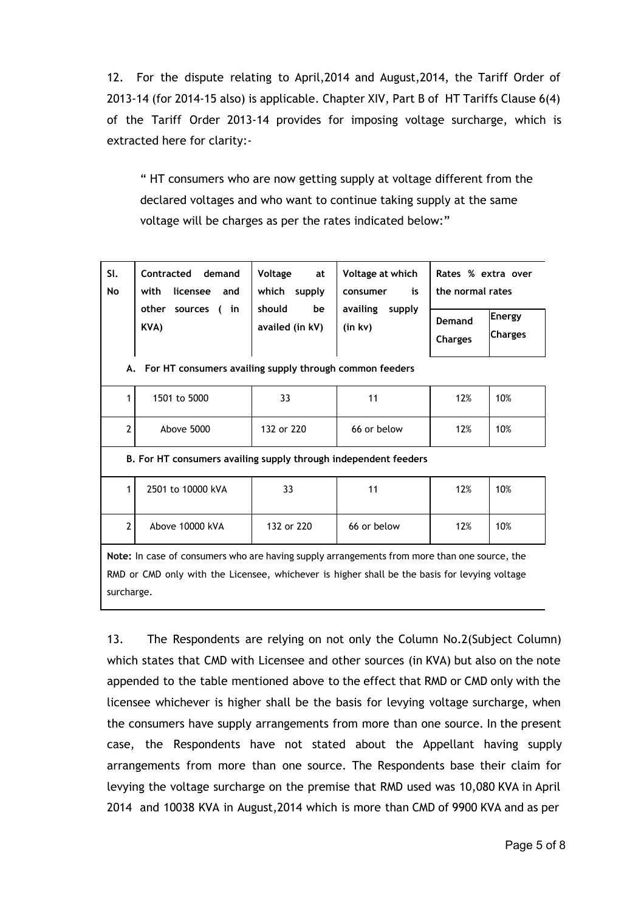12. For the dispute relating to April,2014 and August,2014, the Tariff Order of 2013-14 (for 2014-15 also) is applicable. Chapter XIV, Part B of HT Tariffs Clause 6(4) of the Tariff Order 2013-14 provides for imposing voltage surcharge, which is extracted here for clarity:-

> " HT consumers who are now getting supply at voltage different from the declared voltages and who want to continue taking supply at the same voltage will be charges as per the rates indicated below:"

| Sl. No | Contracted demand with licensee and other sources ( in KVA) | Voltage at which supply should be availed (in kV) | Voltage at which consumer is availing supply (in kv) | Rates % extra over the normal rates | |
|---|---|---|---|---|---|
| | | | | Demand Charges | Energy Charges |
| **A. For HT consumers availing supply through common feeders** | | | | | |
| 1 | 1501 to 5000 | 33 | 11 | 12% | 10% |
| 2 | Above 5000 | 132 or 220 | 66 or below | 12% | 10% |
| **B. For HT consumers availing supply through independent feeders** | | | | | |
| 1 | 2501 to 10000 kVA | 33 | 11 | 12% | 10% |
| 2 | Above 10000 kVA | 132 or 220 | 66 or below | 12% | 10% |

**Note:** In case of consumers who are having supply arrangements from more than one source, the RMD or CMD only with the Licensee, whichever is higher shall be the basis for levying voltage surcharge.

13. The Respondents are relying on not only the Column No.2(Subject Column) which states that CMD with Licensee and other sources (in KVA) but also on the note appended to the table mentioned above to the effect that RMD or CMD only with the licensee whichever is higher shall be the basis for levying voltage surcharge, when the consumers have supply arrangements from more than one source. In the present case, the Respondents have not stated about the Appellant having supply arrangements from more than one source. The Respondents base their claim for levying the voltage surcharge on the premise that RMD used was 10,080 KVA in April 2014 and 10038 KVA in August,2014 which is more than CMD of 9900 KVA and as per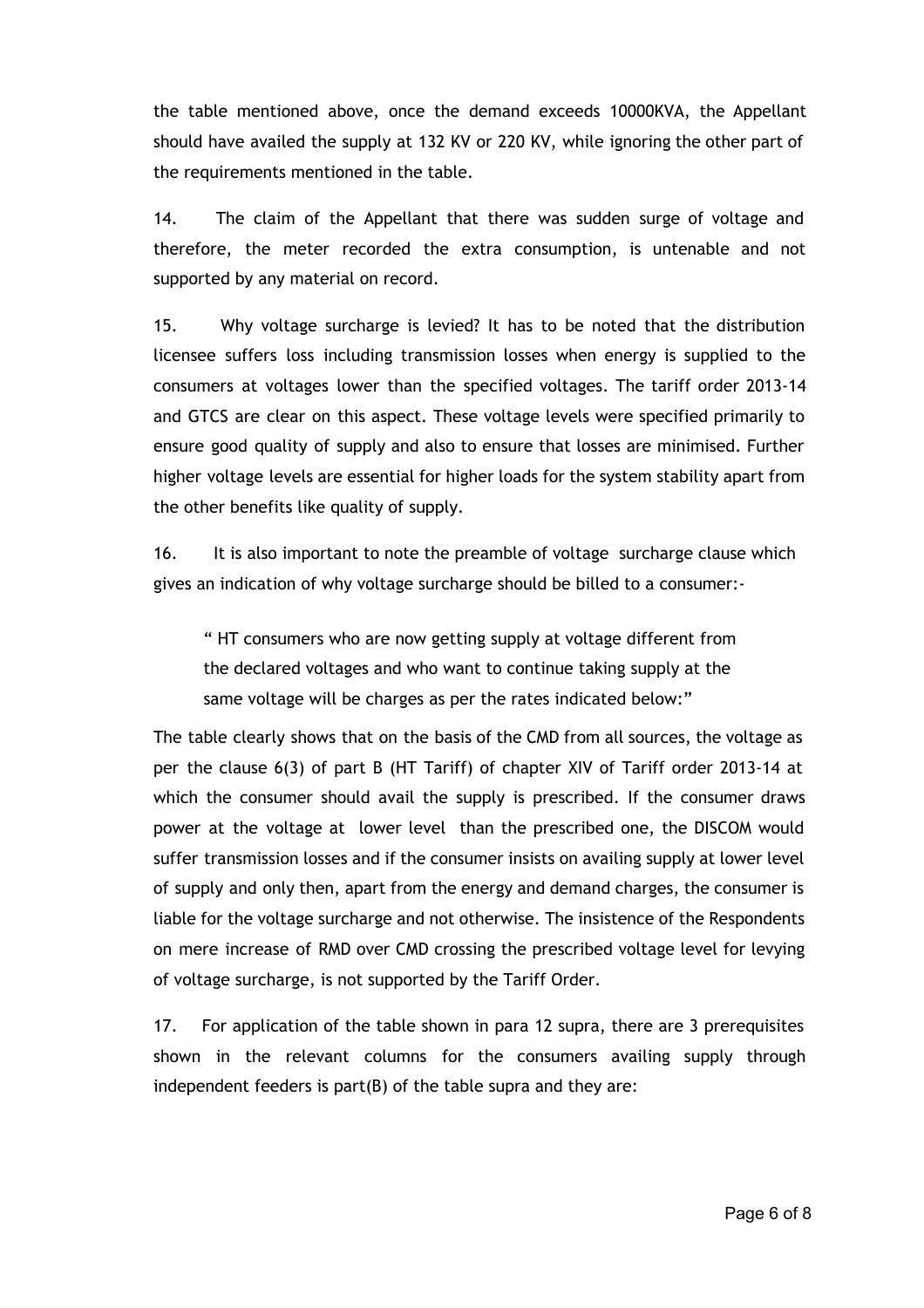the table mentioned above, once the demand exceeds 10000KVA, the Appellant should have availed the supply at 132 KV or 220 KV, while ignoring the other part of the requirements mentioned in the table.

14. The claim of the Appellant that there was sudden surge of voltage and therefore, the meter recorded the extra consumption, is untenable and not supported by any material on record.

15. Why voltage surcharge is levied? It has to be noted that the distribution licensee suffers loss including transmission losses when energy is supplied to the consumers at voltages lower than the specified voltages. The tariff order 2013-14 and GTCS are clear on this aspect. These voltage levels were specified primarily to ensure good quality of supply and also to ensure that losses are minimised. Further higher voltage levels are essential for higher loads for the system stability apart from the other benefits like quality of supply.

16. It is also important to note the preamble of voltage surcharge clause which gives an indication of why voltage surcharge should be billed to a consumer:-

> " HT consumers who are now getting supply at voltage different from the declared voltages and who want to continue taking supply at the same voltage will be charges as per the rates indicated below:"

The table clearly shows that on the basis of the CMD from all sources, the voltage as per the clause 6(3) of part B (HT Tariff) of chapter XIV of Tariff order 2013-14 at which the consumer should avail the supply is prescribed. If the consumer draws power at the voltage at lower level than the prescribed one, the DISCOM would suffer transmission losses and if the consumer insists on availing supply at lower level of supply and only then, apart from the energy and demand charges, the consumer is liable for the voltage surcharge and not otherwise. The insistence of the Respondents on mere increase of RMD over CMD crossing the prescribed voltage level for levying of voltage surcharge, is not supported by the Tariff Order.

17. For application of the table shown in para 12 supra, there are 3 prerequisites shown in the relevant columns for the consumers availing supply through independent feeders is part(B) of the table supra and they are: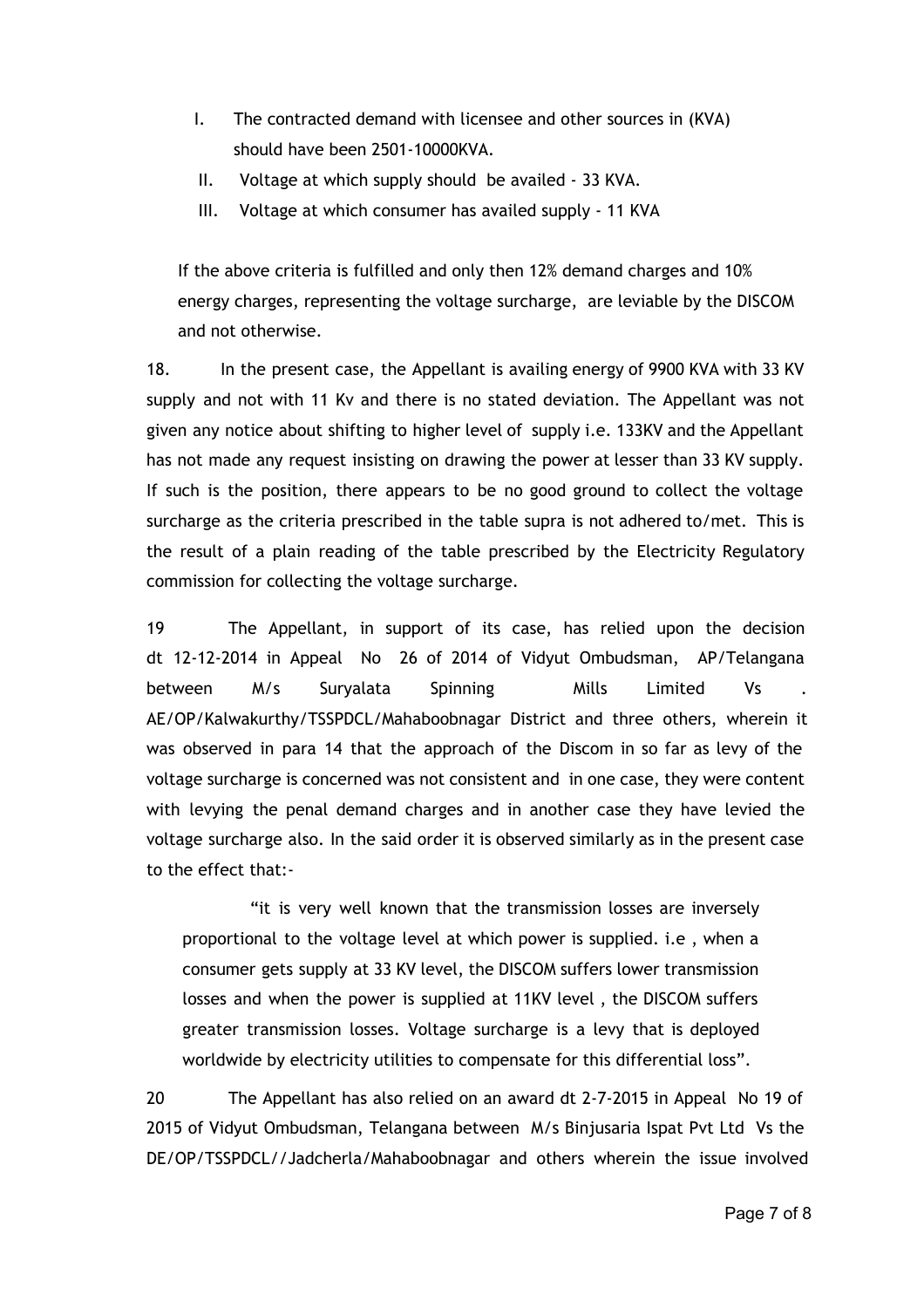I. The contracted demand with licensee and other sources in (KVA) should have been 2501-10000KVA.

II. Voltage at which supply should be availed - 33 KVA.

III. Voltage at which consumer has availed supply - 11 KVA

If the above criteria is fulfilled and only then 12% demand charges and 10% energy charges, representing the voltage surcharge, are leviable by the DISCOM and not otherwise.

18. In the present case, the Appellant is availing energy of 9900 KVA with 33 KV supply and not with 11 Kv and there is no stated deviation. The Appellant was not given any notice about shifting to higher level of supply i.e. 133KV and the Appellant has not made any request insisting on drawing the power at lesser than 33 KV supply. If such is the position, there appears to be no good ground to collect the voltage surcharge as the criteria prescribed in the table supra is not adhered to/met. This is the result of a plain reading of the table prescribed by the Electricity Regulatory commission for collecting the voltage surcharge.

19 The Appellant, in support of its case, has relied upon the decision dt 12-12-2014 in Appeal No 26 of 2014 of Vidyut Ombudsman, AP/Telangana between M/s Suryalata Spinning Mills Limited Vs . AE/OP/Kalwakurthy/TSSPDCL/Mahaboobnagar District and three others, wherein it was observed in para 14 that the approach of the Discom in so far as levy of the voltage surcharge is concerned was not consistent and in one case, they were content with levying the penal demand charges and in another case they have levied the voltage surcharge also. In the said order it is observed similarly as in the present case to the effect that:-

> "it is very well known that the transmission losses are inversely proportional to the voltage level at which power is supplied. i.e , when a consumer gets supply at 33 KV level, the DISCOM suffers lower transmission losses and when the power is supplied at 11KV level , the DISCOM suffers greater transmission losses. Voltage surcharge is a levy that is deployed worldwide by electricity utilities to compensate for this differential loss".

20 The Appellant has also relied on an award dt 2-7-2015 in Appeal No 19 of 2015 of Vidyut Ombudsman, Telangana between M/s Binjusaria Ispat Pvt Ltd Vs the DE/OP/TSSPDCL//Jadcherla/Mahaboobnagar and others wherein the issue involved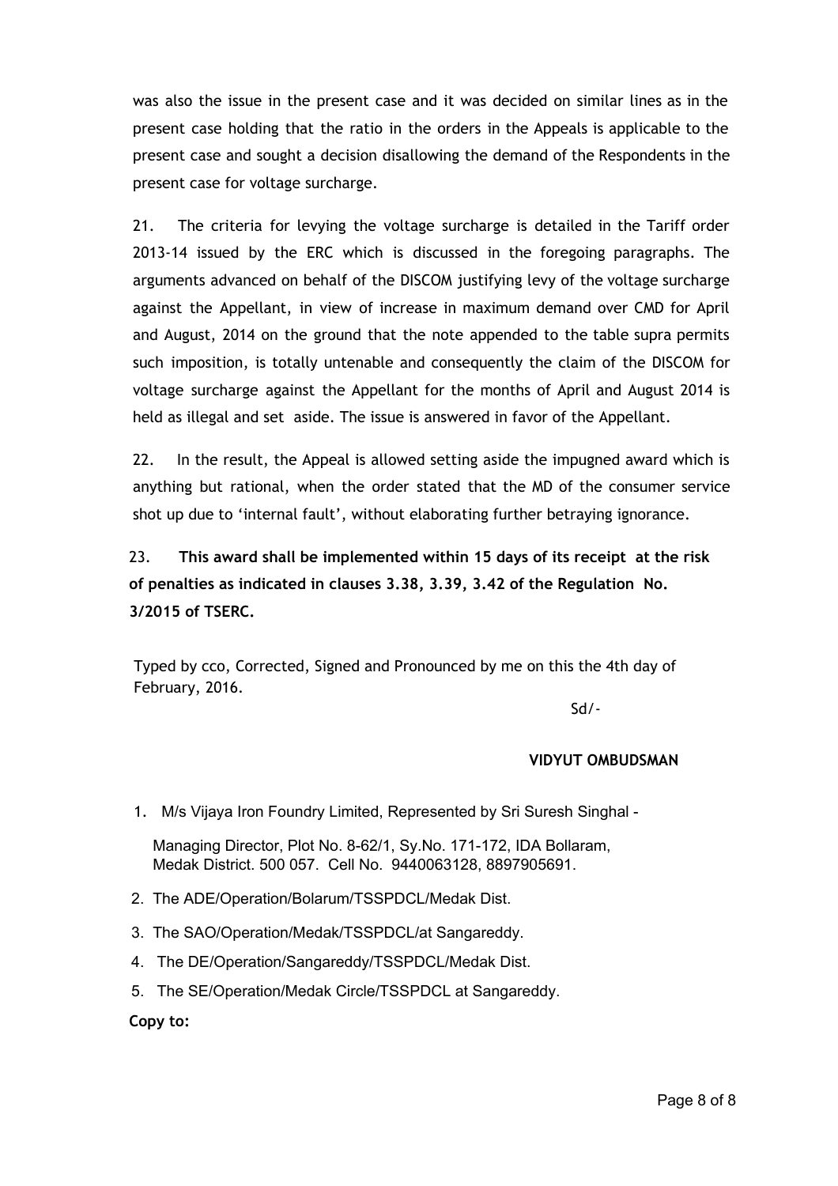was also the issue in the present case and it was decided on similar lines as in the present case holding that the ratio in the orders in the Appeals is applicable to the present case and sought a decision disallowing the demand of the Respondents in the present case for voltage surcharge.

21. The criteria for levying the voltage surcharge is detailed in the Tariff order 2013-14 issued by the ERC which is discussed in the foregoing paragraphs. The arguments advanced on behalf of the DISCOM justifying levy of the voltage surcharge against the Appellant, in view of increase in maximum demand over CMD for April and August, 2014 on the ground that the note appended to the table supra permits such imposition, is totally untenable and consequently the claim of the DISCOM for voltage surcharge against the Appellant for the months of April and August 2014 is held as illegal and set aside. The issue is answered in favor of the Appellant.

22. In the result, the Appeal is allowed setting aside the impugned award which is anything but rational, when the order stated that the MD of the consumer service shot up due to 'internal fault', without elaborating further betraying ignorance.

23. **This award shall be implemented within 15 days of its receipt at the risk of penalties as indicated in clauses 3.38, 3.39, 3.42 of the Regulation No. 3/2015 of TSERC.**

Typed by cco, Corrected, Signed and Pronounced by me on this the 4th day of February, 2016.

Sd/-

**VIDYUT OMBUDSMAN**

1. M/s Vijaya Iron Foundry Limited, Represented by Sri Suresh Singhal - Managing Director, Plot No. 8-62/1, Sy.No. 171-172, IDA Bollaram, Medak District. 500 057. Cell No. 9440063128, 8897905691.
2. The ADE/Operation/Bolarum/TSSPDCL/Medak Dist.
3. The SAO/Operation/Medak/TSSPDCL/at Sangareddy.
4. The DE/Operation/Sangareddy/TSSPDCL/Medak Dist.
5. The SE/Operation/Medak Circle/TSSPDCL at Sangareddy.

**Copy to:**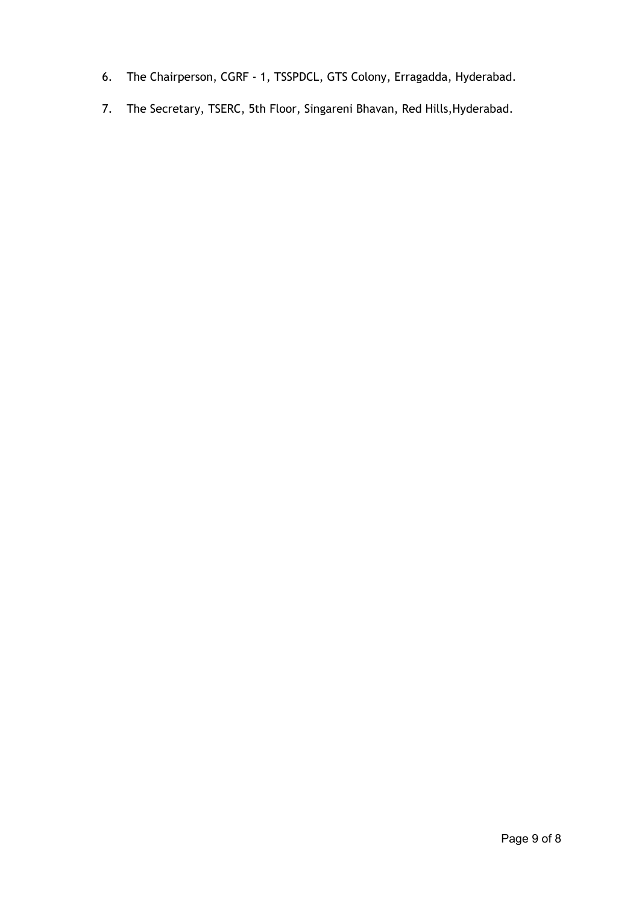6. The Chairperson, CGRF - 1, TSSPDCL, GTS Colony, Erragadda, Hyderabad.

7. The Secretary, TSERC, 5th Floor, Singareni Bhavan, Red Hills,Hyderabad.